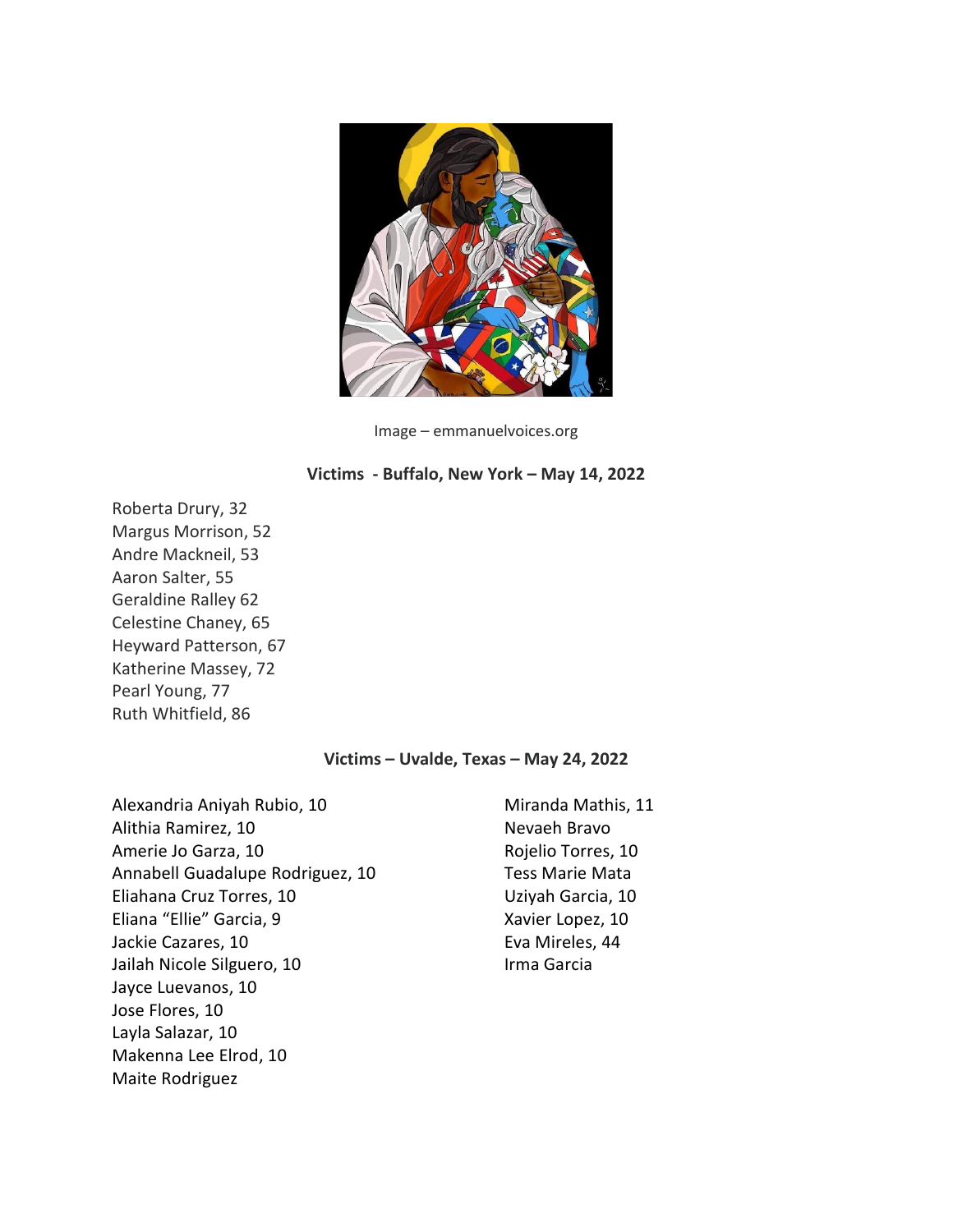Image – emmanuelvoices.org

**Victims - Buffalo, New York – May 14, 2022**

Roberta Drury, 32
Margus Morrison, 52
Andre Mackneil, 53
Aaron Salter, 55
Geraldine Ralley 62
Celestine Chaney, 65
Heyward Patterson, 67
Katherine Massey, 72
Pearl Young, 77
Ruth Whitfield, 86

**Victims – Uvalde, Texas – May 24, 2022**

Alexandria Aniyah Rubio, 10
Alithia Ramirez, 10
Amerie Jo Garza, 10
Annabell Guadalupe Rodriguez, 10
Eliahana Cruz Torres, 10
Eliana "Ellie" Garcia, 9
Jackie Cazares, 10
Jailah Nicole Silguero, 10
Jayce Luevanos, 10
Jose Flores, 10
Layla Salazar, 10
Makenna Lee Elrod, 10
Maite Rodriguez
Miranda Mathis, 11
Nevaeh Bravo
Rojelio Torres, 10
Tess Marie Mata
Uziyah Garcia, 10
Xavier Lopez, 10
Eva Mireles, 44
Irma Garcia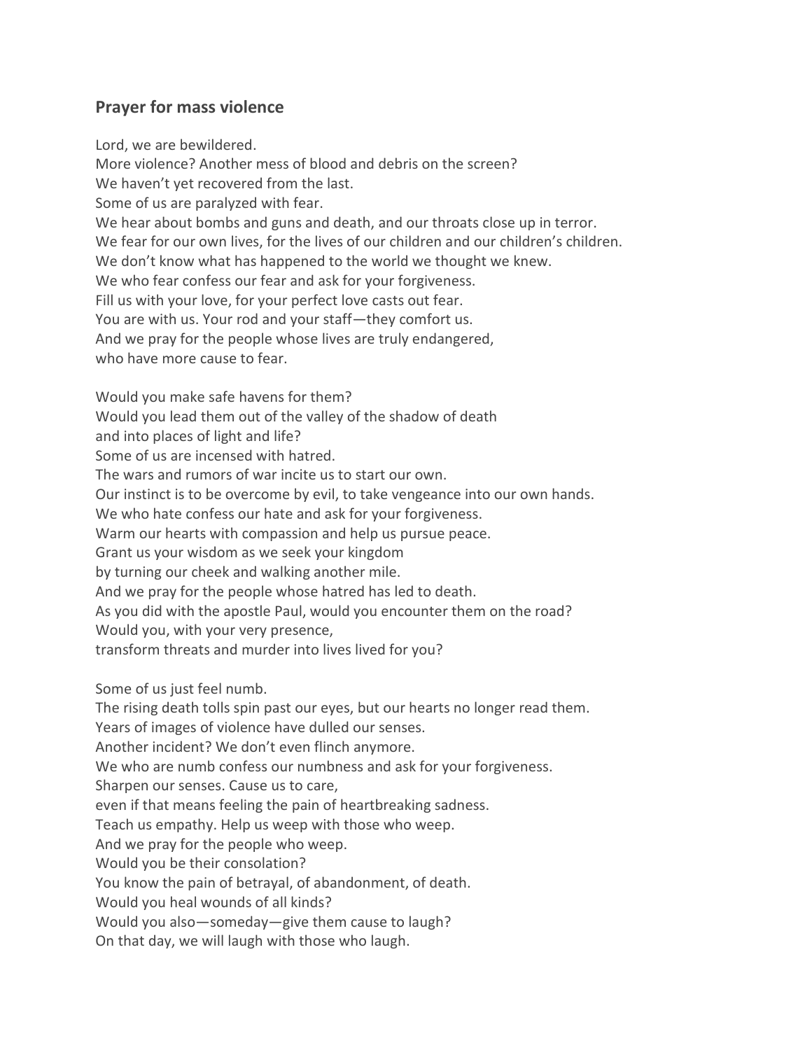## Prayer for mass violence

Lord, we are bewildered.
More violence? Another mess of blood and debris on the screen?
We haven't yet recovered from the last.
Some of us are paralyzed with fear.
We hear about bombs and guns and death, and our throats close up in terror.
We fear for our own lives, for the lives of our children and our children's children.
We don't know what has happened to the world we thought we knew.
We who fear confess our fear and ask for your forgiveness.
Fill us with your love, for your perfect love casts out fear.
You are with us. Your rod and your staff—they comfort us.
And we pray for the people whose lives are truly endangered,
who have more cause to fear.

Would you make safe havens for them?
Would you lead them out of the valley of the shadow of death
and into places of light and life?
Some of us are incensed with hatred.
The wars and rumors of war incite us to start our own.
Our instinct is to be overcome by evil, to take vengeance into our own hands.
We who hate confess our hate and ask for your forgiveness.
Warm our hearts with compassion and help us pursue peace.
Grant us your wisdom as we seek your kingdom
by turning our cheek and walking another mile.
And we pray for the people whose hatred has led to death.
As you did with the apostle Paul, would you encounter them on the road?
Would you, with your very presence,
transform threats and murder into lives lived for you?

Some of us just feel numb.
The rising death tolls spin past our eyes, but our hearts no longer read them.
Years of images of violence have dulled our senses.
Another incident? We don't even flinch anymore.
We who are numb confess our numbness and ask for your forgiveness.
Sharpen our senses. Cause us to care,
even if that means feeling the pain of heartbreaking sadness.
Teach us empathy. Help us weep with those who weep.
And we pray for the people who weep.
Would you be their consolation?
You know the pain of betrayal, of abandonment, of death.
Would you heal wounds of all kinds?
Would you also—someday—give them cause to laugh?
On that day, we will laugh with those who laugh.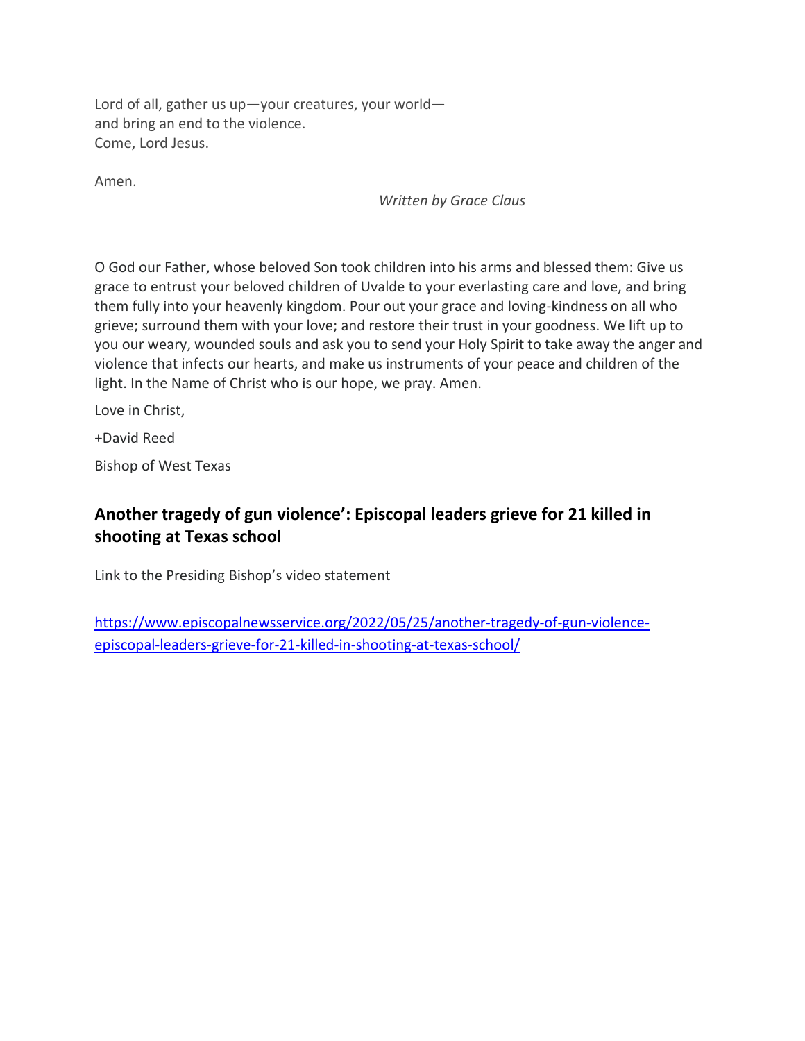Lord of all, gather us up—your creatures, your world—
and bring an end to the violence.
Come, Lord Jesus.

Amen.

*Written by Grace Claus*

O God our Father, whose beloved Son took children into his arms and blessed them: Give us grace to entrust your beloved children of Uvalde to your everlasting care and love, and bring them fully into your heavenly kingdom. Pour out your grace and loving-kindness on all who grieve; surround them with your love; and restore their trust in your goodness. We lift up to you our weary, wounded souls and ask you to send your Holy Spirit to take away the anger and violence that infects our hearts, and make us instruments of your peace and children of the light. In the Name of Christ who is our hope, we pray. Amen.

Love in Christ,

+David Reed

Bishop of West Texas

## Another tragedy of gun violence': Episcopal leaders grieve for 21 killed in shooting at Texas school

Link to the Presiding Bishop's video statement

https://www.episcopalnewsservice.org/2022/05/25/another-tragedy-of-gun-violence-episcopal-leaders-grieve-for-21-killed-in-shooting-at-texas-school/